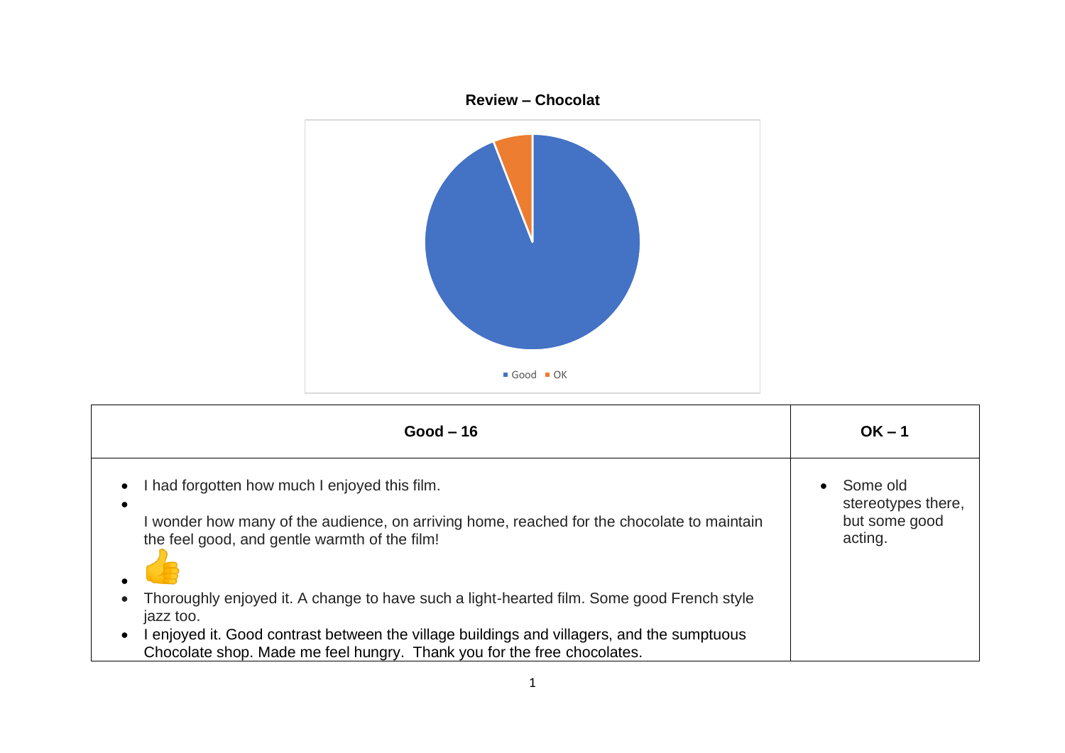**Review – Chocolat**

Good | OK

| Good – 16 | OK – 1 |
| --- | --- |
| • I had forgotten how much I enjoyed this film.<br>• I wonder how many of the audience, on arriving home, reached for the chocolate to maintain the feel good, and gentle warmth of the film!<br>• 👍<br>• Thoroughly enjoyed it. A change to have such a light-hearted film. Some good French style jazz too.<br>• I enjoyed it. Good contrast between the village buildings and villagers, and the sumptuous Chocolate shop. Made me feel hungry. Thank you for the free chocolates. | • Some old stereotypes there, but some good acting. |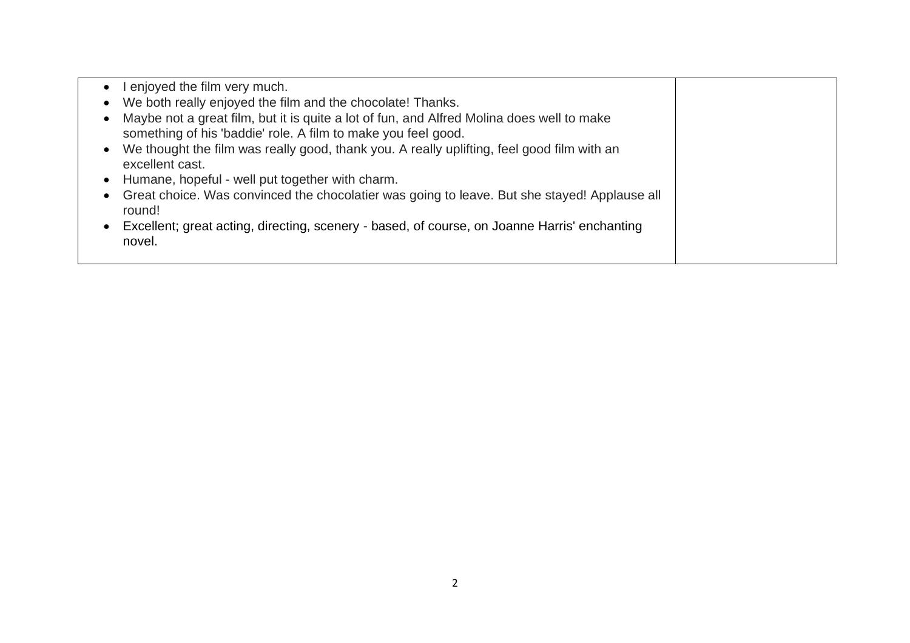| | |
|---|---|
| • I enjoyed the film very much.<br>• We both really enjoyed the film and the chocolate! Thanks.<br>• Maybe not a great film, but it is quite a lot of fun, and Alfred Molina does well to make something of his 'baddie' role. A film to make you feel good.<br>• We thought the film was really good, thank you. A really uplifting, feel good film with an excellent cast.<br>• Humane, hopeful - well put together with charm.<br>• Great choice. Was convinced the chocolatier was going to leave. But she stayed! Applause all round!<br>• Excellent; great acting, directing, scenery - based, of course, on Joanne Harris' enchanting novel. | |